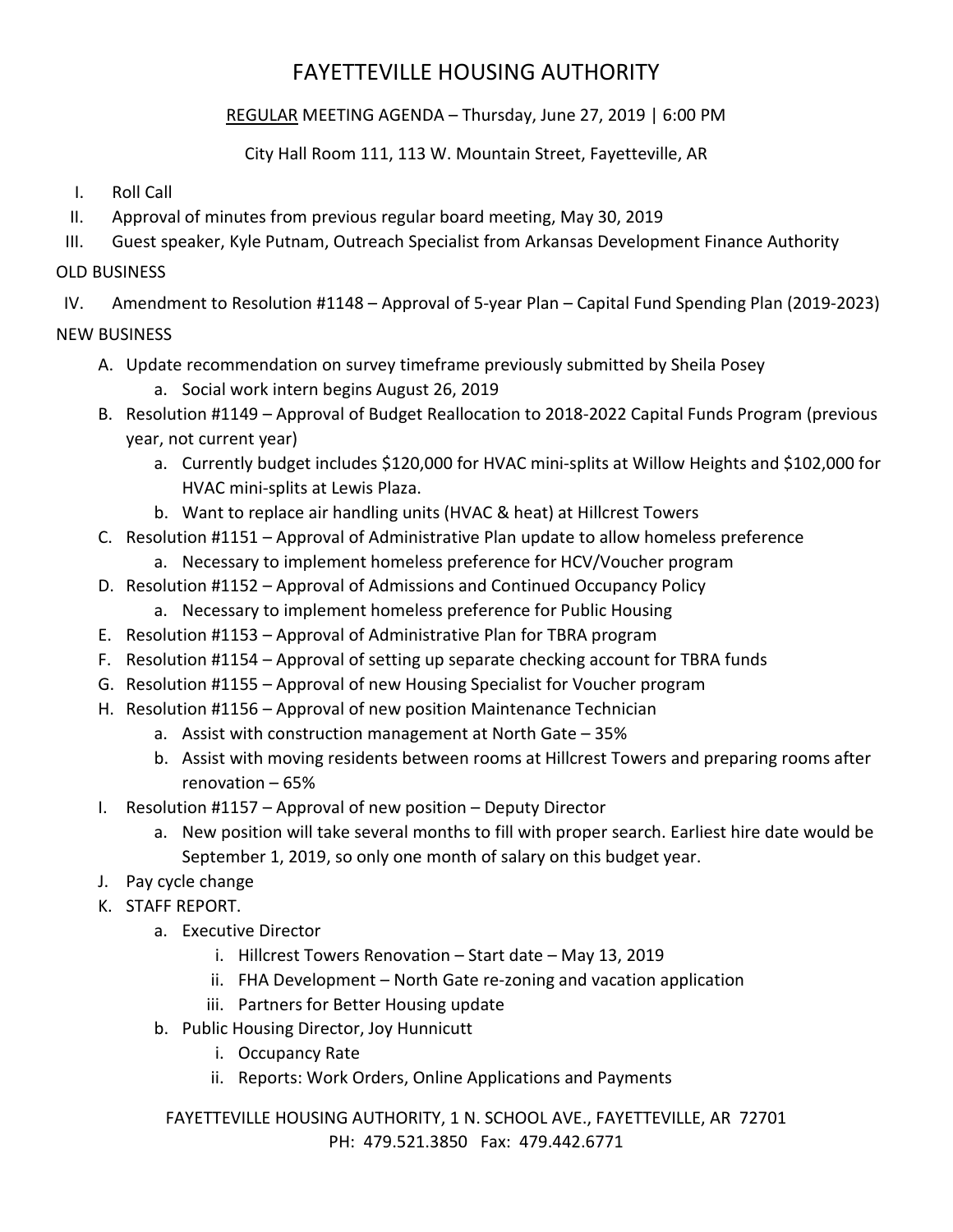# FAYETTEVILLE HOUSING AUTHORITY

REGULAR MEETING AGENDA – Thursday, June 27, 2019 | 6:00 PM

City Hall Room 111, 113 W. Mountain Street, Fayetteville, AR

I. Roll Call
II. Approval of minutes from previous regular board meeting, May 30, 2019
III. Guest speaker, Kyle Putnam, Outreach Specialist from Arkansas Development Finance Authority

OLD BUSINESS

IV. Amendment to Resolution #1148 – Approval of 5-year Plan – Capital Fund Spending Plan (2019-2023)

NEW BUSINESS

A. Update recommendation on survey timeframe previously submitted by Sheila Posey
    a. Social work intern begins August 26, 2019
B. Resolution #1149 – Approval of Budget Reallocation to 2018-2022 Capital Funds Program (previous year, not current year)
    a. Currently budget includes $120,000 for HVAC mini-splits at Willow Heights and $102,000 for HVAC mini-splits at Lewis Plaza.
    b. Want to replace air handling units (HVAC & heat) at Hillcrest Towers
C. Resolution #1151 – Approval of Administrative Plan update to allow homeless preference
    a. Necessary to implement homeless preference for HCV/Voucher program
D. Resolution #1152 – Approval of Admissions and Continued Occupancy Policy
    a. Necessary to implement homeless preference for Public Housing
E. Resolution #1153 – Approval of Administrative Plan for TBRA program
F. Resolution #1154 – Approval of setting up separate checking account for TBRA funds
G. Resolution #1155 – Approval of new Housing Specialist for Voucher program
H. Resolution #1156 – Approval of new position Maintenance Technician
    a. Assist with construction management at North Gate – 35%
    b. Assist with moving residents between rooms at Hillcrest Towers and preparing rooms after renovation – 65%
I. Resolution #1157 – Approval of new position – Deputy Director
    a. New position will take several months to fill with proper search. Earliest hire date would be September 1, 2019, so only one month of salary on this budget year.
J. Pay cycle change
K. STAFF REPORT.
    a. Executive Director
        i. Hillcrest Towers Renovation – Start date – May 13, 2019
        ii. FHA Development – North Gate re-zoning and vacation application
        iii. Partners for Better Housing update
    b. Public Housing Director, Joy Hunnicutt
        i. Occupancy Rate
        ii. Reports: Work Orders, Online Applications and Payments

FAYETTEVILLE HOUSING AUTHORITY, 1 N. SCHOOL AVE., FAYETTEVILLE, AR 72701
PH: 479.521.3850 Fax: 479.442.6771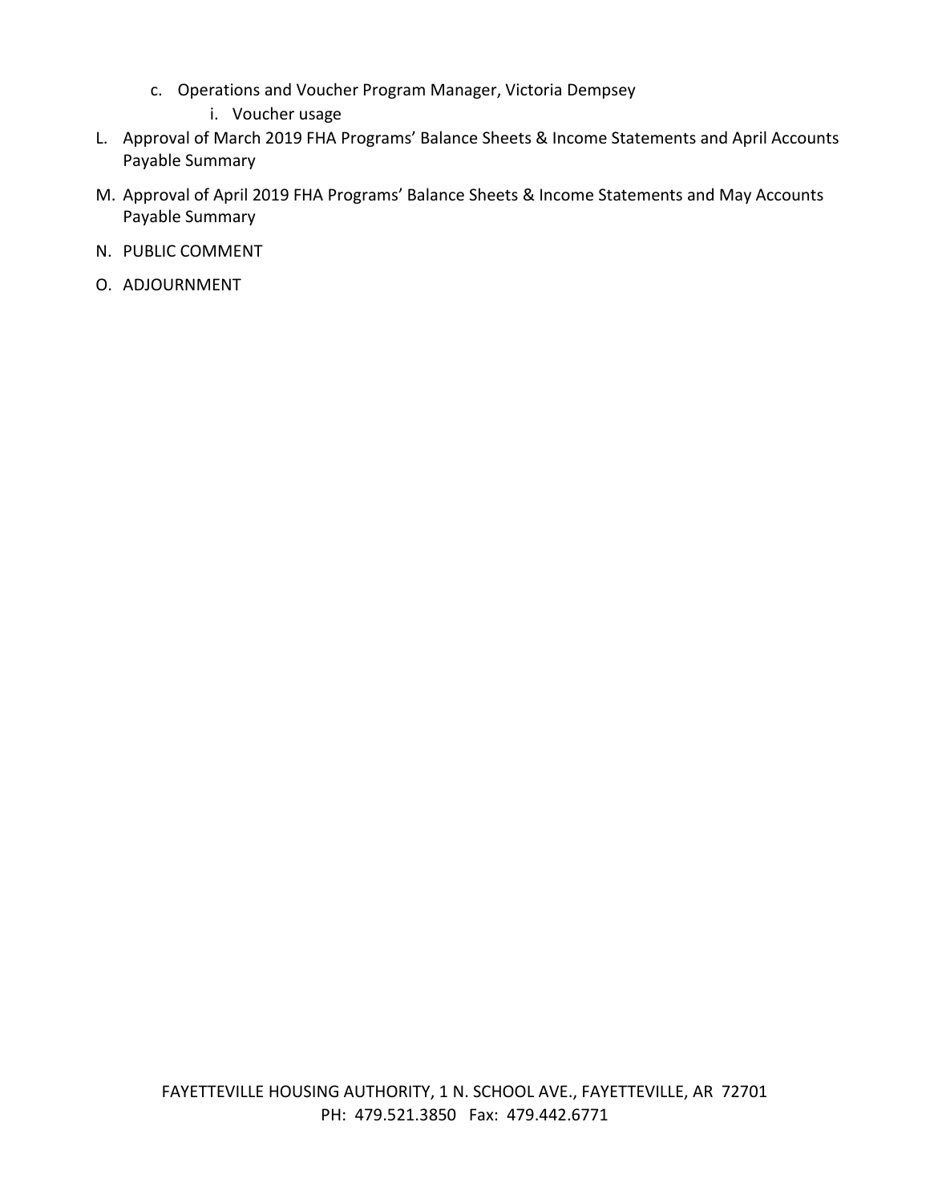c. Operations and Voucher Program Manager, Victoria Dempsey
      i. Voucher usage

L. Approval of March 2019 FHA Programs' Balance Sheets & Income Statements and April Accounts Payable Summary

M. Approval of April 2019 FHA Programs' Balance Sheets & Income Statements and May Accounts Payable Summary

N. PUBLIC COMMENT

O. ADJOURNMENT